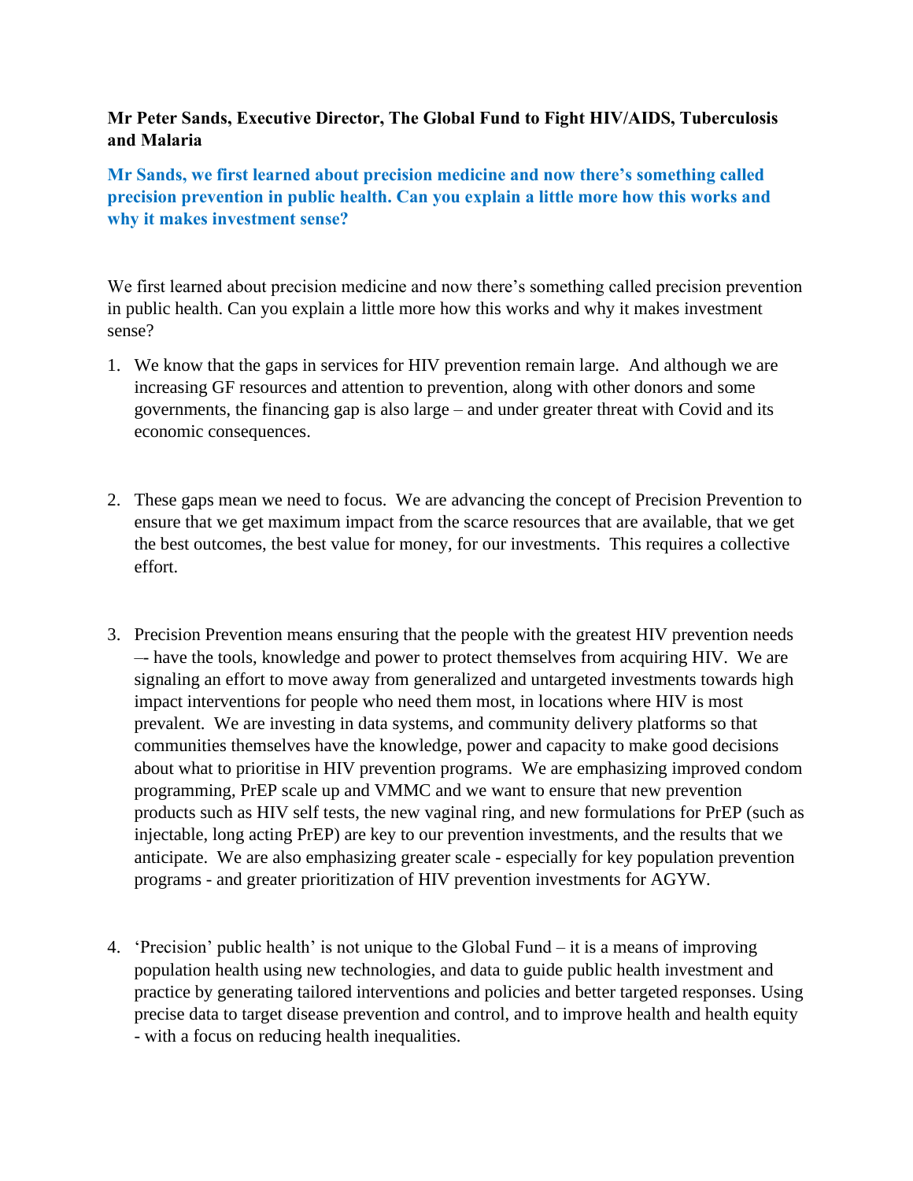**Mr Peter Sands, Executive Director, The Global Fund to Fight HIV/AIDS, Tuberculosis and Malaria**

**Mr Sands, we first learned about precision medicine and now there's something called precision prevention in public health. Can you explain a little more how this works and why it makes investment sense?**

We first learned about precision medicine and now there's something called precision prevention in public health. Can you explain a little more how this works and why it makes investment sense?

1. We know that the gaps in services for HIV prevention remain large. And although we are increasing GF resources and attention to prevention, along with other donors and some governments, the financing gap is also large – and under greater threat with Covid and its economic consequences.

2. These gaps mean we need to focus. We are advancing the concept of Precision Prevention to ensure that we get maximum impact from the scarce resources that are available, that we get the best outcomes, the best value for money, for our investments. This requires a collective effort.

3. Precision Prevention means ensuring that the people with the greatest HIV prevention needs –- have the tools, knowledge and power to protect themselves from acquiring HIV. We are signaling an effort to move away from generalized and untargeted investments towards high impact interventions for people who need them most, in locations where HIV is most prevalent. We are investing in data systems, and community delivery platforms so that communities themselves have the knowledge, power and capacity to make good decisions about what to prioritise in HIV prevention programs. We are emphasizing improved condom programming, PrEP scale up and VMMC and we want to ensure that new prevention products such as HIV self tests, the new vaginal ring, and new formulations for PrEP (such as injectable, long acting PrEP) are key to our prevention investments, and the results that we anticipate. We are also emphasizing greater scale - especially for key population prevention programs - and greater prioritization of HIV prevention investments for AGYW.

4. 'Precision' public health' is not unique to the Global Fund – it is a means of improving population health using new technologies, and data to guide public health investment and practice by generating tailored interventions and policies and better targeted responses. Using precise data to target disease prevention and control, and to improve health and health equity - with a focus on reducing health inequalities.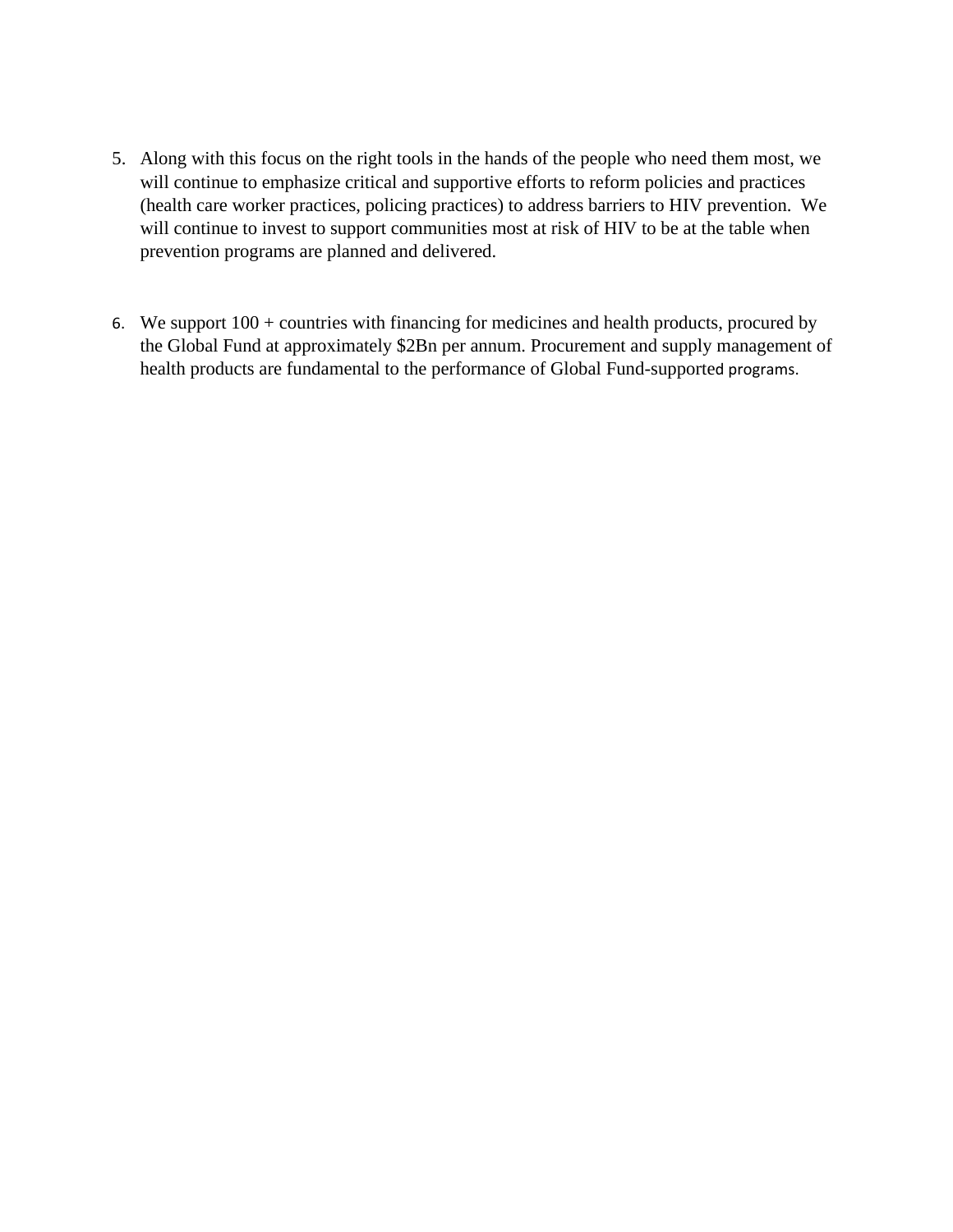5. Along with this focus on the right tools in the hands of the people who need them most, we will continue to emphasize critical and supportive efforts to reform policies and practices (health care worker practices, policing practices) to address barriers to HIV prevention. We will continue to invest to support communities most at risk of HIV to be at the table when prevention programs are planned and delivered.

6. We support 100 + countries with financing for medicines and health products, procured by the Global Fund at approximately $2Bn per annum. Procurement and supply management of health products are fundamental to the performance of Global Fund-supported programs.